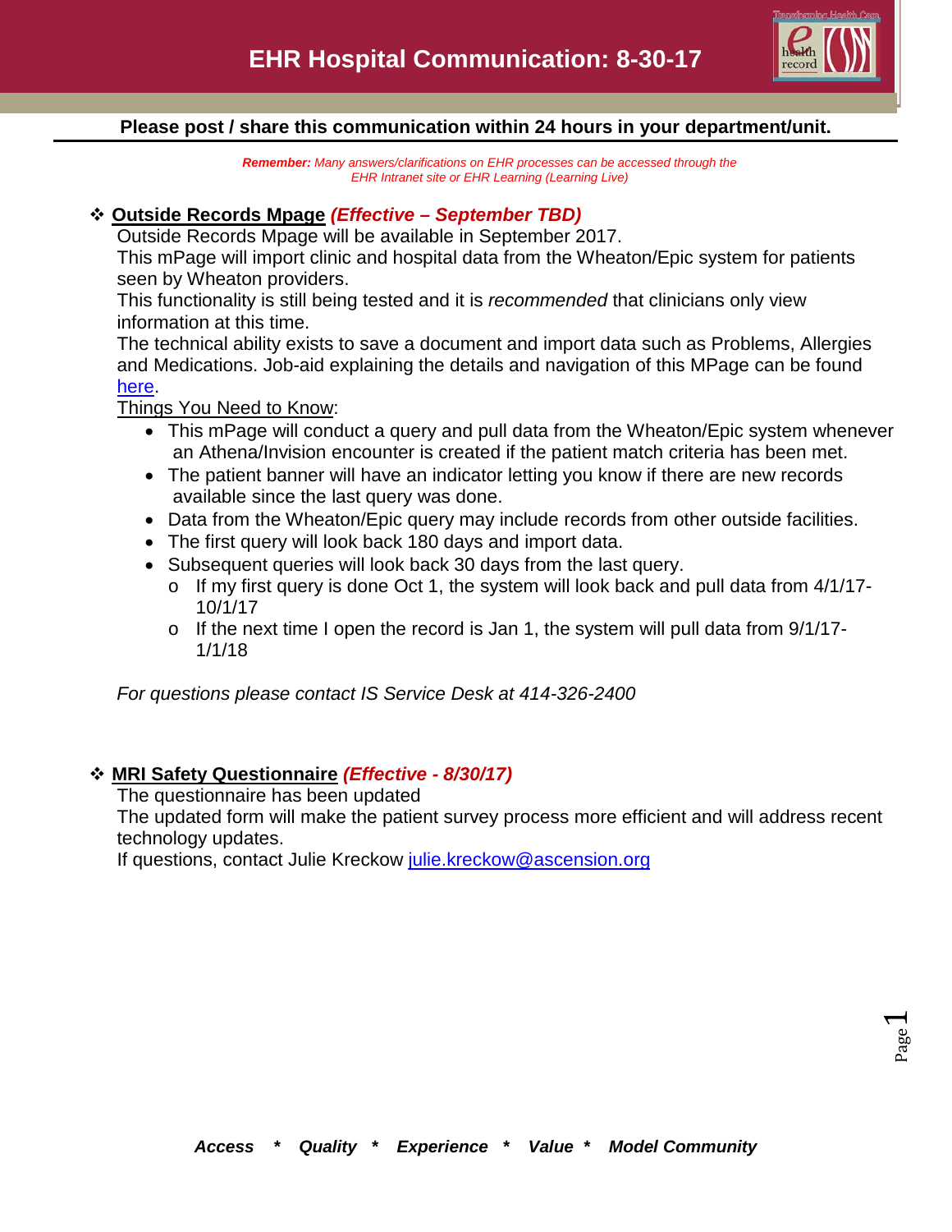# EHR Hospital Communication: 8-30-17

**Please post / share this communication within 24 hours in your department/unit.**

***Remember:*** *Many answers/clarifications on EHR processes can be accessed through the EHR Intranet site or EHR Learning (Learning Live)*

## ❖ Outside Records Mpage *(Effective – September TBD)*

Outside Records Mpage will be available in September 2017.

This mPage will import clinic and hospital data from the Wheaton/Epic system for patients seen by Wheaton providers.

This functionality is still being tested and it is *recommended* that clinicians only view information at this time.

The technical ability exists to save a document and import data such as Problems, Allergies and Medications. Job-aid explaining the details and navigation of this MPage can be found here.

Things You Need to Know:

- This mPage will conduct a query and pull data from the Wheaton/Epic system whenever an Athena/Invision encounter is created if the patient match criteria has been met.
- The patient banner will have an indicator letting you know if there are new records available since the last query was done.
- Data from the Wheaton/Epic query may include records from other outside facilities.
- The first query will look back 180 days and import data.
- Subsequent queries will look back 30 days from the last query.
  - If my first query is done Oct 1, the system will look back and pull data from 4/1/17-10/1/17
  - If the next time I open the record is Jan 1, the system will pull data from 9/1/17-1/1/18

*For questions please contact IS Service Desk at 414-326-2400*

## ❖ MRI Safety Questionnaire *(Effective - 8/30/17)*

The questionnaire has been updated

The updated form will make the patient survey process more efficient and will address recent technology updates.

If questions, contact Julie Kreckow julie.kreckow@ascension.org

*Access * Quality * Experience * Value * Model Community*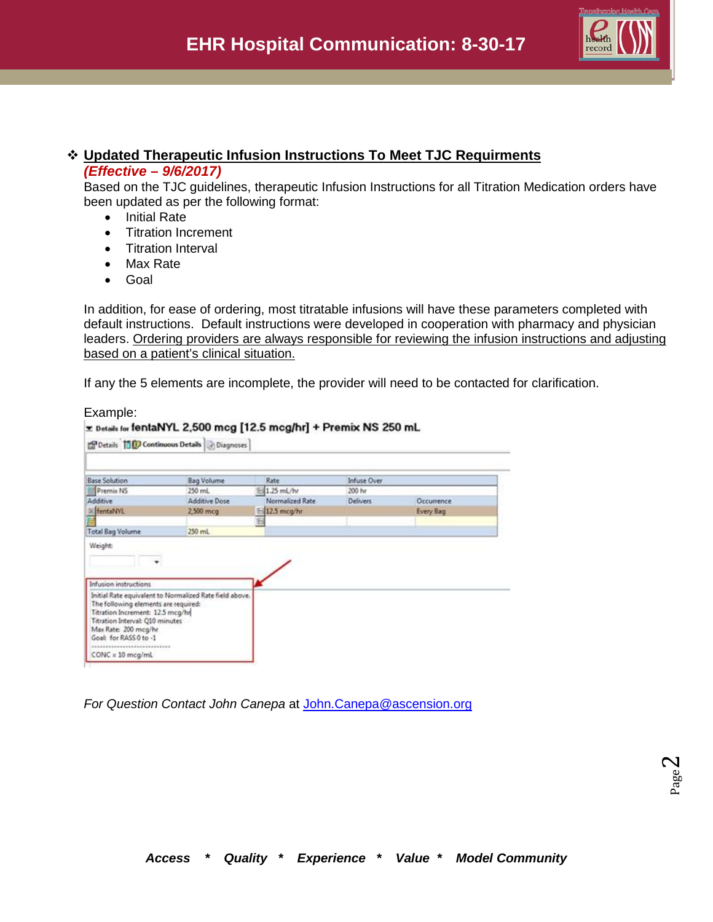❖ **Updated Therapeutic Infusion Instructions To Meet TJC Requirments**
***(Effective – 9/6/2017)***

Based on the TJC guidelines, therapeutic Infusion Instructions for all Titration Medication orders have been updated as per the following format:

- Initial Rate
- Titration Increment
- Titration Interval
- Max Rate
- Goal

In addition, for ease of ordering, most titratable infusions will have these parameters completed with default instructions. Default instructions were developed in cooperation with pharmacy and physician leaders. Ordering providers are always responsible for reviewing the infusion instructions and adjusting based on a patient's clinical situation.

If any the 5 elements are incomplete, the provider will need to be contacted for clarification.

Example:

**Details for fentaNYL 2,500 mcg [12.5 mcg/hr] + Premix NS 250 mL**

Details | Continuous Details | Diagnoses

| Base Solution | Bag Volume | Rate | Infuse Over | |
|---|---|---|---|---|
| Premix NS | 250 mL | 1.25 mL/hr | 200 hr | |
| Additive | Additive Dose | Normalized Rate | Delivers | Occurrence |
| fentaNYL | 2,500 mcg | 12.5 mcg/hr | | Every Bag |
| Total Bag Volume | 250 mL | | | |

Weight:

Infusion instructions

Initial Rate equivalent to Normalized Rate field above.
The following elements are required:
Titration Increment: 12.5 mcg/hr
Titration Interval: Q10 minutes
Max Rate: 200 mcg/hr
Goal: for RASS 0 to -1
-----------------------------
CONC = 10 mcg/mL

*For Question Contact John Canepa* at John.Canepa@ascension.org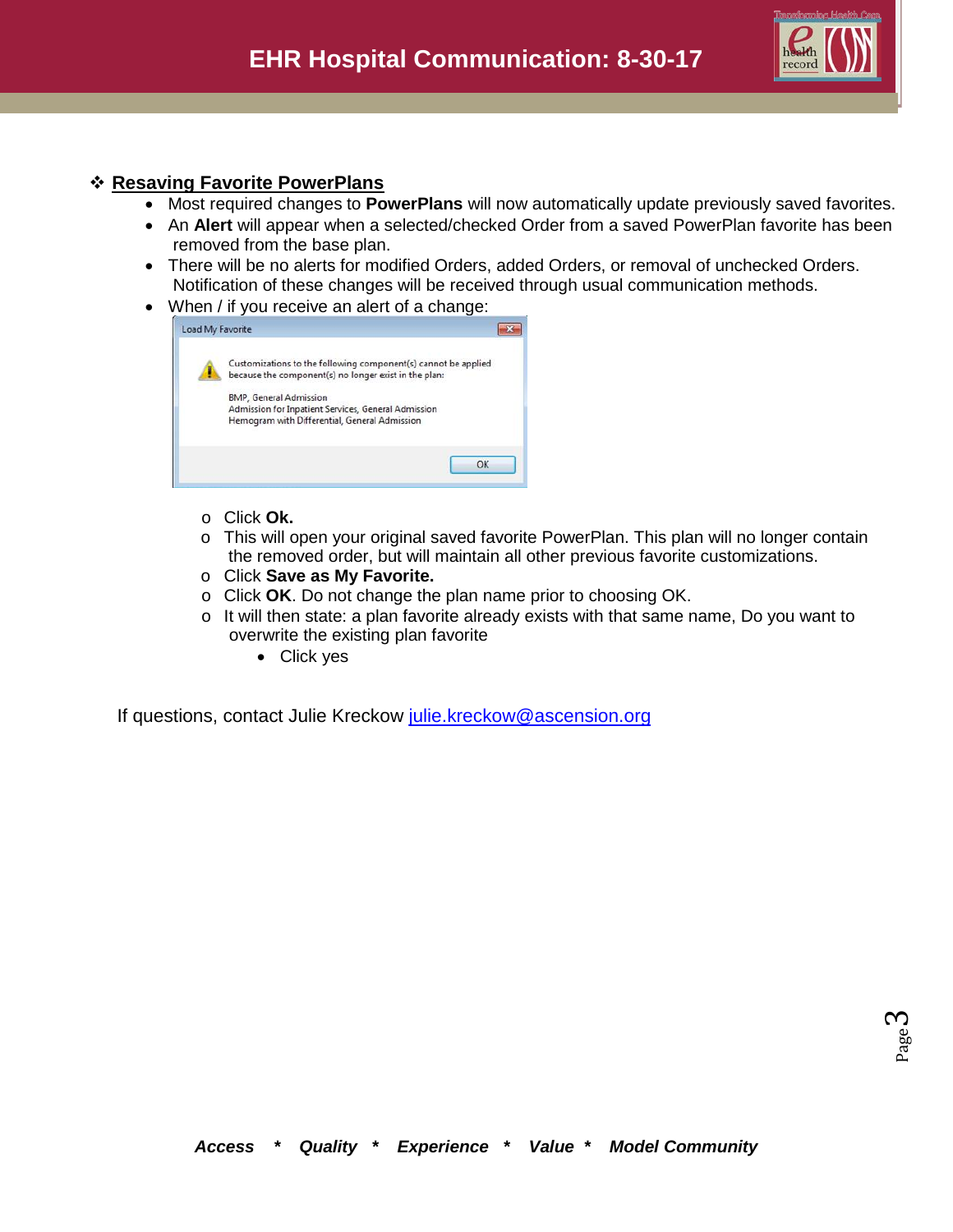## Resaving Favorite PowerPlans

- Most required changes to **PowerPlans** will now automatically update previously saved favorites.
- An **Alert** will appear when a selected/checked Order from a saved PowerPlan favorite has been removed from the base plan.
- There will be no alerts for modified Orders, added Orders, or removal of unchecked Orders. Notification of these changes will be received through usual communication methods.
- When / if you receive an alert of a change:

Load My Favorite

Customizations to the following component(s) cannot be applied because the component(s) no longer exist in the plan:

BMP, General Admission
Admission for Inpatient Services, General Admission
Hemogram with Differential, General Admission

OK

  - Click **Ok.**
  - This will open your original saved favorite PowerPlan. This plan will no longer contain the removed order, but will maintain all other previous favorite customizations.
  - Click **Save as My Favorite.**
  - Click **OK**. Do not change the plan name prior to choosing OK.
  - It will then state: a plan favorite already exists with that same name, Do you want to overwrite the existing plan favorite
    - Click yes

If questions, contact Julie Kreckow julie.kreckow@ascension.org

***Access * Quality * Experience * Value * Model Community***